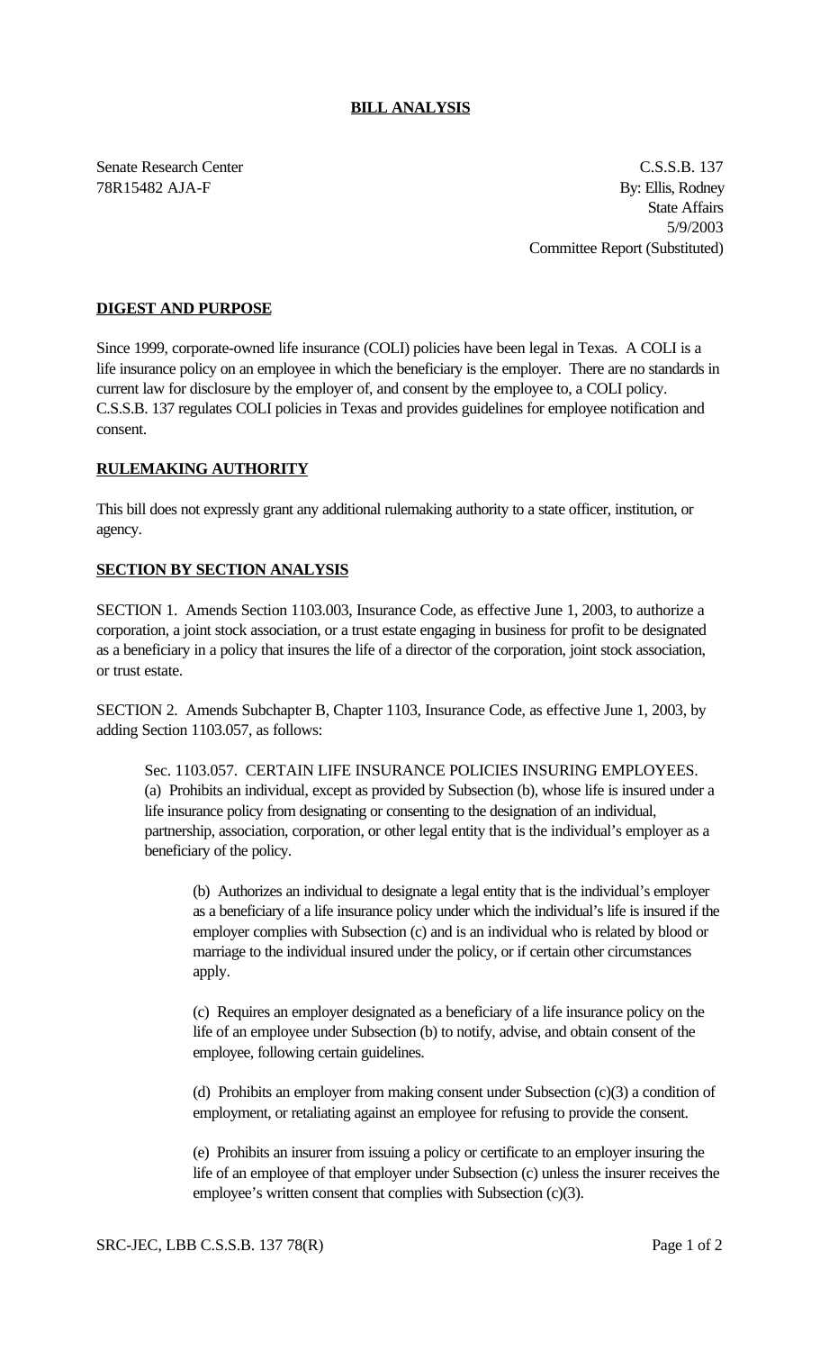# BILL ANALYSIS

Senate Research Center
78R15482 AJA-F

C.S.S.B. 137
By: Ellis, Rodney
State Affairs
5/9/2003
Committee Report (Substituted)

## DIGEST AND PURPOSE

Since 1999, corporate-owned life insurance (COLI) policies have been legal in Texas. A COLI is a life insurance policy on an employee in which the beneficiary is the employer. There are no standards in current law for disclosure by the employer of, and consent by the employee to, a COLI policy. C.S.S.B. 137 regulates COLI policies in Texas and provides guidelines for employee notification and consent.

## RULEMAKING AUTHORITY

This bill does not expressly grant any additional rulemaking authority to a state officer, institution, or agency.

## SECTION BY SECTION ANALYSIS

SECTION 1. Amends Section 1103.003, Insurance Code, as effective June 1, 2003, to authorize a corporation, a joint stock association, or a trust estate engaging in business for profit to be designated as a beneficiary in a policy that insures the life of a director of the corporation, joint stock association, or trust estate.

SECTION 2. Amends Subchapter B, Chapter 1103, Insurance Code, as effective June 1, 2003, by adding Section 1103.057, as follows:

> Sec. 1103.057. CERTAIN LIFE INSURANCE POLICIES INSURING EMPLOYEES. (a) Prohibits an individual, except as provided by Subsection (b), whose life is insured under a life insurance policy from designating or consenting to the designation of an individual, partnership, association, corporation, or other legal entity that is the individual's employer as a beneficiary of the policy.
>
> (b) Authorizes an individual to designate a legal entity that is the individual's employer as a beneficiary of a life insurance policy under which the individual's life is insured if the employer complies with Subsection (c) and is an individual who is related by blood or marriage to the individual insured under the policy, or if certain other circumstances apply.
>
> (c) Requires an employer designated as a beneficiary of a life insurance policy on the life of an employee under Subsection (b) to notify, advise, and obtain consent of the employee, following certain guidelines.
>
> (d) Prohibits an employer from making consent under Subsection (c)(3) a condition of employment, or retaliating against an employee for refusing to provide the consent.
>
> (e) Prohibits an insurer from issuing a policy or certificate to an employer insuring the life of an employee of that employer under Subsection (c) unless the insurer receives the employee's written consent that complies with Subsection (c)(3).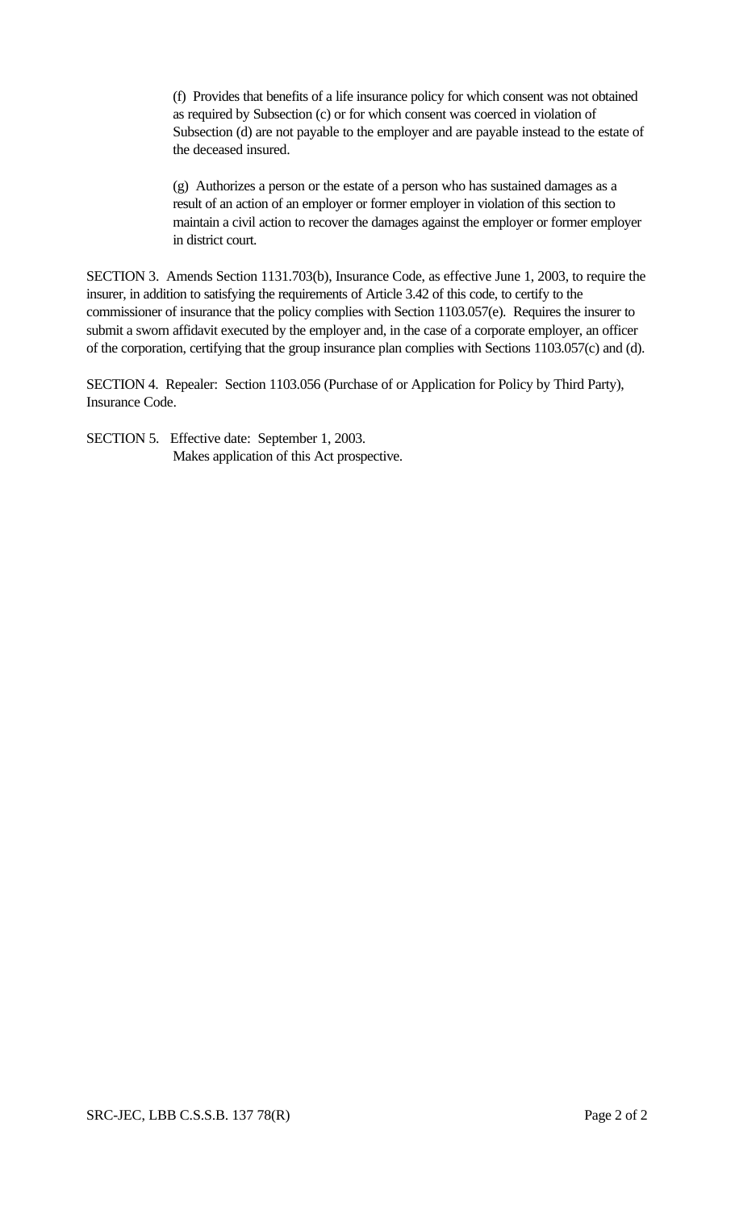(f) Provides that benefits of a life insurance policy for which consent was not obtained as required by Subsection (c) or for which consent was coerced in violation of Subsection (d) are not payable to the employer and are payable instead to the estate of the deceased insured.

(g) Authorizes a person or the estate of a person who has sustained damages as a result of an action of an employer or former employer in violation of this section to maintain a civil action to recover the damages against the employer or former employer in district court.

SECTION 3. Amends Section 1131.703(b), Insurance Code, as effective June 1, 2003, to require the insurer, in addition to satisfying the requirements of Article 3.42 of this code, to certify to the commissioner of insurance that the policy complies with Section 1103.057(e). Requires the insurer to submit a sworn affidavit executed by the employer and, in the case of a corporate employer, an officer of the corporation, certifying that the group insurance plan complies with Sections 1103.057(c) and (d).

SECTION 4. Repealer: Section 1103.056 (Purchase of or Application for Policy by Third Party), Insurance Code.

SECTION 5. Effective date: September 1, 2003.
Makes application of this Act prospective.